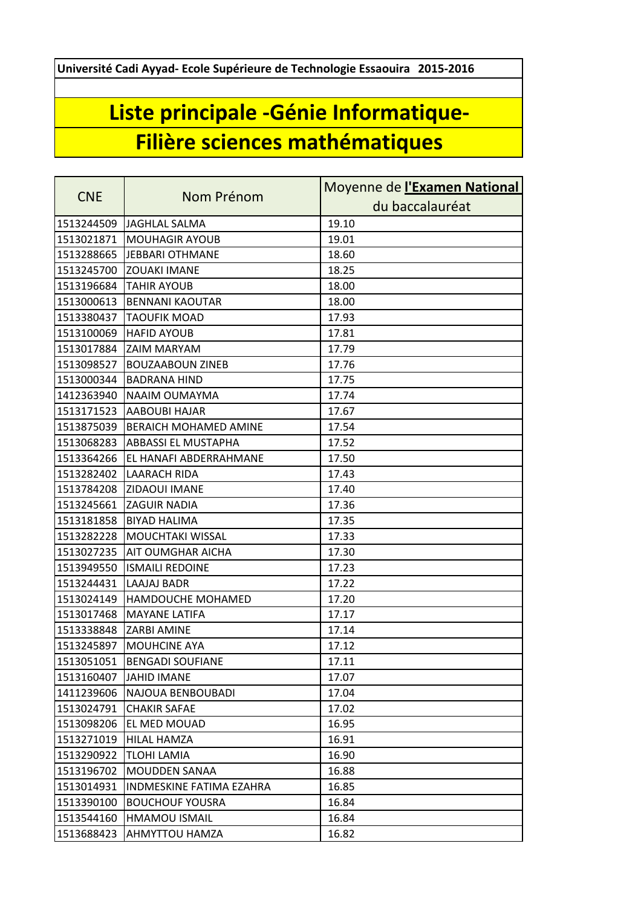**Université Cadi Ayyad- Ecole Supérieure de Technologie Essaouira 2015-2016**

# Liste principale -Génie Informatique-
# Filière sciences mathématiques

| CNE | Nom Prénom | Moyenne de **l'Examen National** du baccalauréat |
|---|---|---|
| 1513244509 | JAGHLAL SALMA | 19.10 |
| 1513021871 | MOUHAGIR AYOUB | 19.01 |
| 1513288665 | JEBBARI OTHMANE | 18.60 |
| 1513245700 | ZOUAKI IMANE | 18.25 |
| 1513196684 | TAHIR AYOUB | 18.00 |
| 1513000613 | BENNANI KAOUTAR | 18.00 |
| 1513380437 | TAOUFIK MOAD | 17.93 |
| 1513100069 | HAFID AYOUB | 17.81 |
| 1513017884 | ZAIM MARYAM | 17.79 |
| 1513098527 | BOUZAABOUN ZINEB | 17.76 |
| 1513000344 | BADRANA HIND | 17.75 |
| 1412363940 | NAAIM OUMAYMA | 17.74 |
| 1513171523 | AABOUBI HAJAR | 17.67 |
| 1513875039 | BERAICH MOHAMED AMINE | 17.54 |
| 1513068283 | ABBASSI EL MUSTAPHA | 17.52 |
| 1513364266 | EL HANAFI ABDERRAHMANE | 17.50 |
| 1513282402 | LAARACH RIDA | 17.43 |
| 1513784208 | ZIDAOUI IMANE | 17.40 |
| 1513245661 | ZAGUIR NADIA | 17.36 |
| 1513181858 | BIYAD HALIMA | 17.35 |
| 1513282228 | MOUCHTAKI WISSAL | 17.33 |
| 1513027235 | AIT OUMGHAR AICHA | 17.30 |
| 1513949550 | ISMAILI REDOINE | 17.23 |
| 1513244431 | LAAJAJ BADR | 17.22 |
| 1513024149 | HAMDOUCHE MOHAMED | 17.20 |
| 1513017468 | MAYANE LATIFA | 17.17 |
| 1513338848 | ZARBI AMINE | 17.14 |
| 1513245897 | MOUHCINE AYA | 17.12 |
| 1513051051 | BENGADI SOUFIANE | 17.11 |
| 1513160407 | JAHID IMANE | 17.07 |
| 1411239606 | NAJOUA BENBOUBADI | 17.04 |
| 1513024791 | CHAKIR SAFAE | 17.02 |
| 1513098206 | EL MED MOUAD | 16.95 |
| 1513271019 | HILAL HAMZA | 16.91 |
| 1513290922 | TLOHI LAMIA | 16.90 |
| 1513196702 | MOUDDEN SANAA | 16.88 |
| 1513014931 | INDMESKINE FATIMA EZAHRA | 16.85 |
| 1513390100 | BOUCHOUF YOUSRA | 16.84 |
| 1513544160 | HMAMOU ISMAIL | 16.84 |
| 1513688423 | AHMYTTOU HAMZA | 16.82 |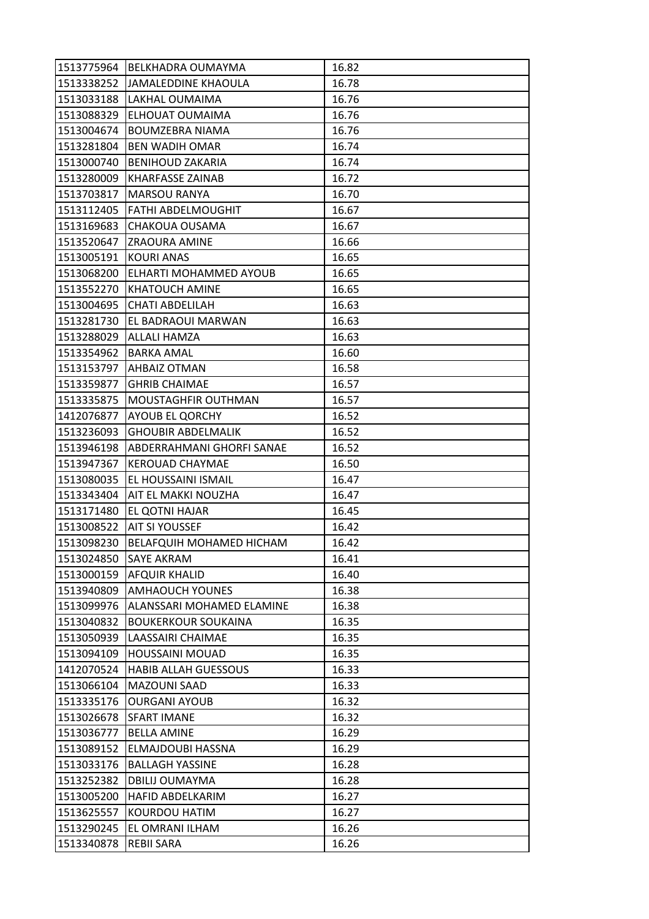| | | |
|---|---|---|
| 1513775964 | BELKHADRA OUMAYMA | 16.82 |
| 1513338252 | JAMALEDDINE KHAOULA | 16.78 |
| 1513033188 | LAKHAL OUMAIMA | 16.76 |
| 1513088329 | ELHOUAT OUMAIMA | 16.76 |
| 1513004674 | BOUMZEBRA NIAMA | 16.76 |
| 1513281804 | BEN WADIH OMAR | 16.74 |
| 1513000740 | BENIHOUD ZAKARIA | 16.74 |
| 1513280009 | KHARFASSE ZAINAB | 16.72 |
| 1513703817 | MARSOU RANYA | 16.70 |
| 1513112405 | FATHI ABDELMOUGHIT | 16.67 |
| 1513169683 | CHAKOUA OUSAMA | 16.67 |
| 1513520647 | ZRAOURA AMINE | 16.66 |
| 1513005191 | KOURI ANAS | 16.65 |
| 1513068200 | ELHARTI MOHAMMED AYOUB | 16.65 |
| 1513552270 | KHATOUCH AMINE | 16.65 |
| 1513004695 | CHATI ABDELILAH | 16.63 |
| 1513281730 | EL BADRAOUI MARWAN | 16.63 |
| 1513288029 | ALLALI HAMZA | 16.63 |
| 1513354962 | BARKA AMAL | 16.60 |
| 1513153797 | AHBAIZ OTMAN | 16.58 |
| 1513359877 | GHRIB CHAIMAE | 16.57 |
| 1513335875 | MOUSTAGHFIR OUTHMAN | 16.57 |
| 1412076877 | AYOUB EL QORCHY | 16.52 |
| 1513236093 | GHOUBIR ABDELMALIK | 16.52 |
| 1513946198 | ABDERRAHMANI GHORFI SANAE | 16.52 |
| 1513947367 | KEROUAD CHAYMAE | 16.50 |
| 1513080035 | EL HOUSSAINI ISMAIL | 16.47 |
| 1513343404 | AIT EL MAKKI NOUZHA | 16.47 |
| 1513171480 | EL QOTNI HAJAR | 16.45 |
| 1513008522 | AIT SI YOUSSEF | 16.42 |
| 1513098230 | BELAFQUIH MOHAMED HICHAM | 16.42 |
| 1513024850 | SAYE AKRAM | 16.41 |
| 1513000159 | AFQUIR KHALID | 16.40 |
| 1513940809 | AMHAOUCH YOUNES | 16.38 |
| 1513099976 | ALANSSARI MOHAMED ELAMINE | 16.38 |
| 1513040832 | BOUKERKOUR SOUKAINA | 16.35 |
| 1513050939 | LAASSAIRI CHAIMAE | 16.35 |
| 1513094109 | HOUSSAINI MOUAD | 16.35 |
| 1412070524 | HABIB ALLAH GUESSOUS | 16.33 |
| 1513066104 | MAZOUNI SAAD | 16.33 |
| 1513335176 | OURGANI AYOUB | 16.32 |
| 1513026678 | SFART IMANE | 16.32 |
| 1513036777 | BELLA AMINE | 16.29 |
| 1513089152 | ELMAJDOUBI HASSNA | 16.29 |
| 1513033176 | BALLAGH YASSINE | 16.28 |
| 1513252382 | DBILIJ OUMAYMA | 16.28 |
| 1513005200 | HAFID ABDELKARIM | 16.27 |
| 1513625557 | KOURDOU HATIM | 16.27 |
| 1513290245 | EL OMRANI ILHAM | 16.26 |
| 1513340878 | REBII SARA | 16.26 |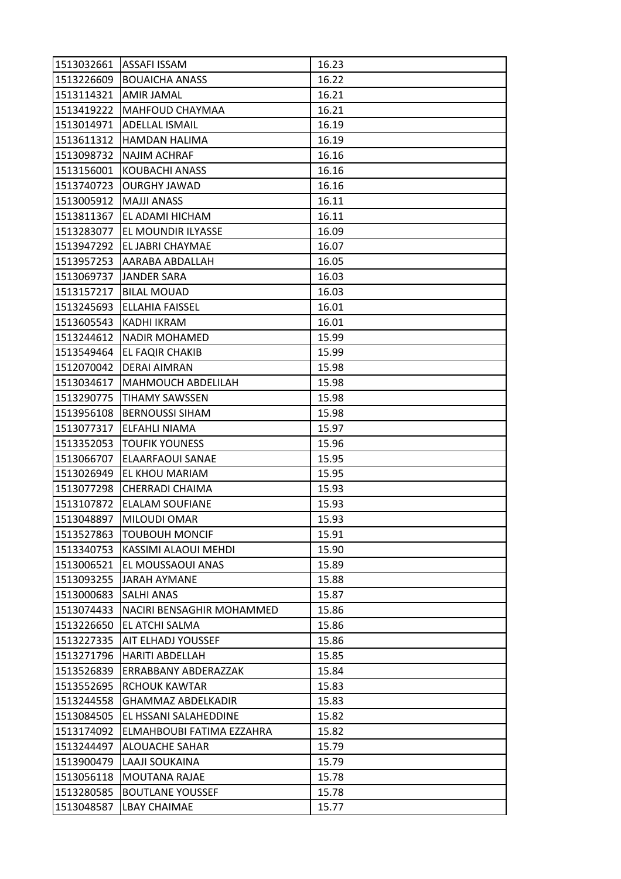| 1513032661 | ASSAFI ISSAM | 16.23 |
|---|---|---|
| 1513226609 | BOUAICHA ANASS | 16.22 |
| 1513114321 | AMIR JAMAL | 16.21 |
| 1513419222 | MAHFOUD CHAYMAA | 16.21 |
| 1513014971 | ADELLAL ISMAIL | 16.19 |
| 1513611312 | HAMDAN HALIMA | 16.19 |
| 1513098732 | NAJIM ACHRAF | 16.16 |
| 1513156001 | KOUBACHI ANASS | 16.16 |
| 1513740723 | OURGHY JAWAD | 16.16 |
| 1513005912 | MAJJI ANASS | 16.11 |
| 1513811367 | EL ADAMI HICHAM | 16.11 |
| 1513283077 | EL MOUNDIR ILYASSE | 16.09 |
| 1513947292 | EL JABRI CHAYMAE | 16.07 |
| 1513957253 | AARABA ABDALLAH | 16.05 |
| 1513069737 | JANDER SARA | 16.03 |
| 1513157217 | BILAL MOUAD | 16.03 |
| 1513245693 | ELLAHIA FAISSEL | 16.01 |
| 1513605543 | KADHI IKRAM | 16.01 |
| 1513244612 | NADIR MOHAMED | 15.99 |
| 1513549464 | EL FAQIR CHAKIB | 15.99 |
| 1512070042 | DERAI AIMRAN | 15.98 |
| 1513034617 | MAHMOUCH ABDELILAH | 15.98 |
| 1513290775 | TIHAMY SAWSSEN | 15.98 |
| 1513956108 | BERNOUSSI SIHAM | 15.98 |
| 1513077317 | ELFAHLI NIAMA | 15.97 |
| 1513352053 | TOUFIK YOUNESS | 15.96 |
| 1513066707 | ELAARFAOUI SANAE | 15.95 |
| 1513026949 | EL KHOU MARIAM | 15.95 |
| 1513077298 | CHERRADI CHAIMA | 15.93 |
| 1513107872 | ELALAM SOUFIANE | 15.93 |
| 1513048897 | MILOUDI OMAR | 15.93 |
| 1513527863 | TOUBOUH MONCIF | 15.91 |
| 1513340753 | KASSIMI ALAOUI MEHDI | 15.90 |
| 1513006521 | EL MOUSSAOUI ANAS | 15.89 |
| 1513093255 | JARAH AYMANE | 15.88 |
| 1513000683 | SALHI ANAS | 15.87 |
| 1513074433 | NACIRI BENSAGHIR MOHAMMED | 15.86 |
| 1513226650 | EL ATCHI SALMA | 15.86 |
| 1513227335 | AIT ELHADJ YOUSSEF | 15.86 |
| 1513271796 | HARITI ABDELLAH | 15.85 |
| 1513526839 | ERRABBANY ABDERAZZAK | 15.84 |
| 1513552695 | RCHOUK KAWTAR | 15.83 |
| 1513244558 | GHAMMAZ ABDELKADIR | 15.83 |
| 1513084505 | EL HSSANI SALAHEDDINE | 15.82 |
| 1513174092 | ELMAHBOUBI FATIMA EZZAHRA | 15.82 |
| 1513244497 | ALOUACHE SAHAR | 15.79 |
| 1513900479 | LAAJI SOUKAINA | 15.79 |
| 1513056118 | MOUTANA RAJAE | 15.78 |
| 1513280585 | BOUTLANE YOUSSEF | 15.78 |
| 1513048587 | LBAY CHAIMAE | 15.77 |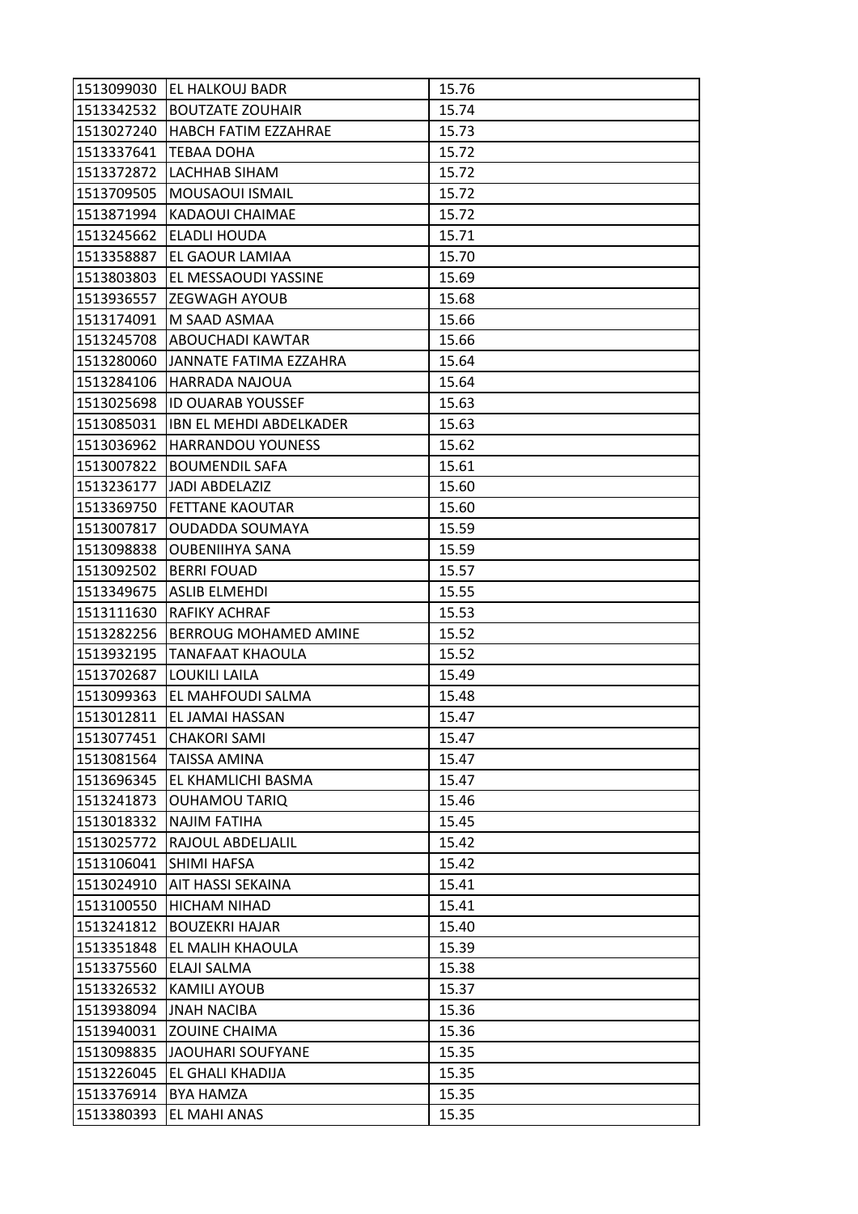| | | |
|---|---|---|
| 1513099030 | EL HALKOUJ BADR | 15.76 |
| 1513342532 | BOUTZATE ZOUHAIR | 15.74 |
| 1513027240 | HABCH FATIM EZZAHRAE | 15.73 |
| 1513337641 | TEBAA DOHA | 15.72 |
| 1513372872 | LACHHAB SIHAM | 15.72 |
| 1513709505 | MOUSAOUI ISMAIL | 15.72 |
| 1513871994 | KADAOUI CHAIMAE | 15.72 |
| 1513245662 | ELADLI HOUDA | 15.71 |
| 1513358887 | EL GAOUR LAMIAA | 15.70 |
| 1513803803 | EL MESSAOUDI YASSINE | 15.69 |
| 1513936557 | ZEGWAGH AYOUB | 15.68 |
| 1513174091 | M SAAD ASMAA | 15.66 |
| 1513245708 | ABOUCHADI KAWTAR | 15.66 |
| 1513280060 | JANNATE FATIMA EZZAHRA | 15.64 |
| 1513284106 | HARRADA NAJOUA | 15.64 |
| 1513025698 | ID OUARAB YOUSSEF | 15.63 |
| 1513085031 | IBN EL MEHDI ABDELKADER | 15.63 |
| 1513036962 | HARRANDOU YOUNESS | 15.62 |
| 1513007822 | BOUMENDIL SAFA | 15.61 |
| 1513236177 | JADI ABDELAZIZ | 15.60 |
| 1513369750 | FETTANE KAOUTAR | 15.60 |
| 1513007817 | OUDADDA SOUMAYA | 15.59 |
| 1513098838 | OUBENIIHYA SANA | 15.59 |
| 1513092502 | BERRI FOUAD | 15.57 |
| 1513349675 | ASLIB ELMEHDI | 15.55 |
| 1513111630 | RAFIKY ACHRAF | 15.53 |
| 1513282256 | BERROUG MOHAMED AMINE | 15.52 |
| 1513932195 | TANAFAAT KHAOULA | 15.52 |
| 1513702687 | LOUKILI LAILA | 15.49 |
| 1513099363 | EL MAHFOUDI SALMA | 15.48 |
| 1513012811 | EL JAMAI HASSAN | 15.47 |
| 1513077451 | CHAKORI SAMI | 15.47 |
| 1513081564 | TAISSA AMINA | 15.47 |
| 1513696345 | EL KHAMLICHI BASMA | 15.47 |
| 1513241873 | OUHAMOU TARIQ | 15.46 |
| 1513018332 | NAJIM FATIHA | 15.45 |
| 1513025772 | RAJOUL ABDELJALIL | 15.42 |
| 1513106041 | SHIMI HAFSA | 15.42 |
| 1513024910 | AIT HASSI SEKAINA | 15.41 |
| 1513100550 | HICHAM NIHAD | 15.41 |
| 1513241812 | BOUZEKRI HAJAR | 15.40 |
| 1513351848 | EL MALIH KHAOULA | 15.39 |
| 1513375560 | ELAJI SALMA | 15.38 |
| 1513326532 | KAMILI AYOUB | 15.37 |
| 1513938094 | JNAH NACIBA | 15.36 |
| 1513940031 | ZOUINE CHAIMA | 15.36 |
| 1513098835 | JAOUHARI SOUFYANE | 15.35 |
| 1513226045 | EL GHALI KHADIJA | 15.35 |
| 1513376914 | BYA HAMZA | 15.35 |
| 1513380393 | EL MAHI ANAS | 15.35 |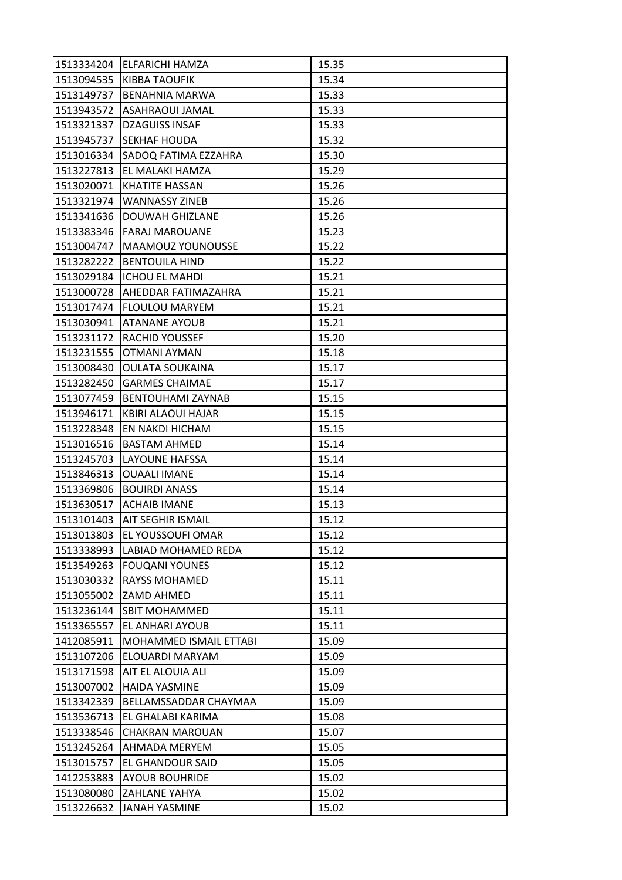| 1513334204 | ELFARICHI HAMZA | 15.35 |
|---|---|---|
| 1513094535 | KIBBA TAOUFIK | 15.34 |
| 1513149737 | BENAHNIA MARWA | 15.33 |
| 1513943572 | ASAHRAOUI JAMAL | 15.33 |
| 1513321337 | DZAGUISS INSAF | 15.33 |
| 1513945737 | SEKHAF HOUDA | 15.32 |
| 1513016334 | SADOQ FATIMA EZZAHRA | 15.30 |
| 1513227813 | EL MALAKI HAMZA | 15.29 |
| 1513020071 | KHATITE HASSAN | 15.26 |
| 1513321974 | WANNASSY ZINEB | 15.26 |
| 1513341636 | DOUWAH GHIZLANE | 15.26 |
| 1513383346 | FARAJ MAROUANE | 15.23 |
| 1513004747 | MAAMOUZ YOUNOUSSE | 15.22 |
| 1513282222 | BENTOUILA HIND | 15.22 |
| 1513029184 | ICHOU EL MAHDI | 15.21 |
| 1513000728 | AHEDDAR FATIMAZAHRA | 15.21 |
| 1513017474 | FLOULOU MARYEM | 15.21 |
| 1513030941 | ATANANE AYOUB | 15.21 |
| 1513231172 | RACHID YOUSSEF | 15.20 |
| 1513231555 | OTMANI AYMAN | 15.18 |
| 1513008430 | OULATA SOUKAINA | 15.17 |
| 1513282450 | GARMES CHAIMAE | 15.17 |
| 1513077459 | BENTOUHAMI ZAYNAB | 15.15 |
| 1513946171 | KBIRI ALAOUI HAJAR | 15.15 |
| 1513228348 | EN NAKDI HICHAM | 15.15 |
| 1513016516 | BASTAM AHMED | 15.14 |
| 1513245703 | LAYOUNE HAFSSA | 15.14 |
| 1513846313 | OUAALI IMANE | 15.14 |
| 1513369806 | BOUIRDI ANASS | 15.14 |
| 1513630517 | ACHAIB IMANE | 15.13 |
| 1513101403 | AIT SEGHIR ISMAIL | 15.12 |
| 1513013803 | EL YOUSSOUFI OMAR | 15.12 |
| 1513338993 | LABIAD MOHAMED REDA | 15.12 |
| 1513549263 | FOUQANI YOUNES | 15.12 |
| 1513030332 | RAYSS MOHAMED | 15.11 |
| 1513055002 | ZAMD AHMED | 15.11 |
| 1513236144 | SBIT MOHAMMED | 15.11 |
| 1513365557 | EL ANHARI AYOUB | 15.11 |
| 1412085911 | MOHAMMED ISMAIL ETTABI | 15.09 |
| 1513107206 | ELOUARDI MARYAM | 15.09 |
| 1513171598 | AIT EL ALOUIA ALI | 15.09 |
| 1513007002 | HAIDA YASMINE | 15.09 |
| 1513342339 | BELLAMSSADDAR CHAYMAA | 15.09 |
| 1513536713 | EL GHALABI KARIMA | 15.08 |
| 1513338546 | CHAKRAN MAROUAN | 15.07 |
| 1513245264 | AHMADA MERYEM | 15.05 |
| 1513015757 | EL GHANDOUR SAID | 15.05 |
| 1412253883 | AYOUB BOUHRIDE | 15.02 |
| 1513080080 | ZAHLANE YAHYA | 15.02 |
| 1513226632 | JANAH YASMINE | 15.02 |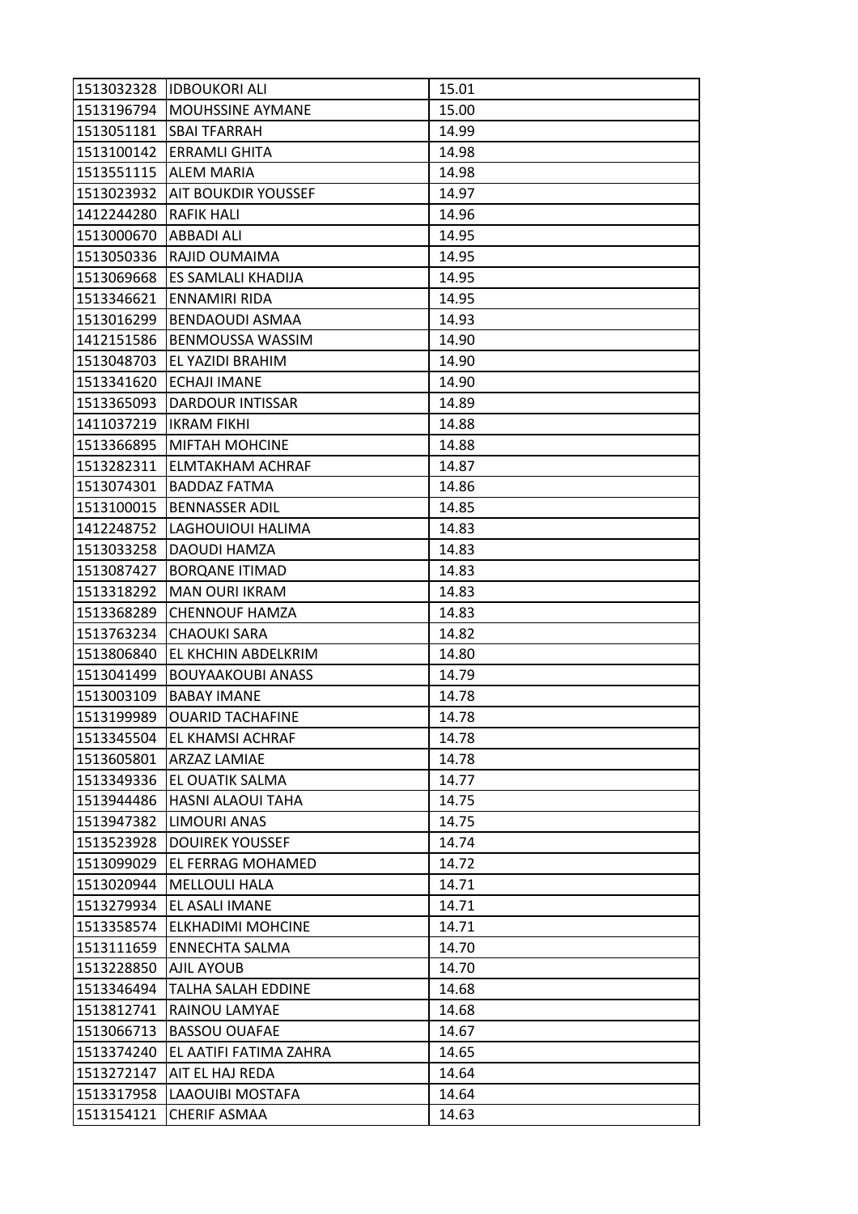| 1513032328 | IDBOUKORI ALI | 15.01 |
|---|---|---|
| 1513196794 | MOUHSSINE AYMANE | 15.00 |
| 1513051181 | SBAI TFARRAH | 14.99 |
| 1513100142 | ERRAMLI GHITA | 14.98 |
| 1513551115 | ALEM MARIA | 14.98 |
| 1513023932 | AIT BOUKDIR YOUSSEF | 14.97 |
| 1412244280 | RAFIK HALI | 14.96 |
| 1513000670 | ABBADI ALI | 14.95 |
| 1513050336 | RAJID OUMAIMA | 14.95 |
| 1513069668 | ES SAMLALI KHADIJA | 14.95 |
| 1513346621 | ENNAMIRI RIDA | 14.95 |
| 1513016299 | BENDAOUDI ASMAA | 14.93 |
| 1412151586 | BENMOUSSA WASSIM | 14.90 |
| 1513048703 | EL YAZIDI BRAHIM | 14.90 |
| 1513341620 | ECHAJI IMANE | 14.90 |
| 1513365093 | DARDOUR INTISSAR | 14.89 |
| 1411037219 | IKRAM FIKHI | 14.88 |
| 1513366895 | MIFTAH MOHCINE | 14.88 |
| 1513282311 | ELMTAKHAM ACHRAF | 14.87 |
| 1513074301 | BADDAZ FATMA | 14.86 |
| 1513100015 | BENNASSER ADIL | 14.85 |
| 1412248752 | LAGHOUIOUI HALIMA | 14.83 |
| 1513033258 | DAOUDI HAMZA | 14.83 |
| 1513087427 | BORQANE ITIMAD | 14.83 |
| 1513318292 | MAN OURI IKRAM | 14.83 |
| 1513368289 | CHENNOUF HAMZA | 14.83 |
| 1513763234 | CHAOUKI SARA | 14.82 |
| 1513806840 | EL KHCHIN ABDELKRIM | 14.80 |
| 1513041499 | BOUYAAKOUBI ANASS | 14.79 |
| 1513003109 | BABAY IMANE | 14.78 |
| 1513199989 | OUARID TACHAFINE | 14.78 |
| 1513345504 | EL KHAMSI ACHRAF | 14.78 |
| 1513605801 | ARZAZ LAMIAE | 14.78 |
| 1513349336 | EL OUATIK SALMA | 14.77 |
| 1513944486 | HASNI ALAOUI TAHA | 14.75 |
| 1513947382 | LIMOURI ANAS | 14.75 |
| 1513523928 | DOUIREK YOUSSEF | 14.74 |
| 1513099029 | EL FERRAG MOHAMED | 14.72 |
| 1513020944 | MELLOULI HALA | 14.71 |
| 1513279934 | EL ASALI IMANE | 14.71 |
| 1513358574 | ELKHADIMI MOHCINE | 14.71 |
| 1513111659 | ENNECHTA SALMA | 14.70 |
| 1513228850 | AJIL AYOUB | 14.70 |
| 1513346494 | TALHA SALAH EDDINE | 14.68 |
| 1513812741 | RAINOU LAMYAE | 14.68 |
| 1513066713 | BASSOU OUAFAE | 14.67 |
| 1513374240 | EL AATIFI FATIMA ZAHRA | 14.65 |
| 1513272147 | AIT EL HAJ REDA | 14.64 |
| 1513317958 | LAAOUIBI MOSTAFA | 14.64 |
| 1513154121 | CHERIF ASMAA | 14.63 |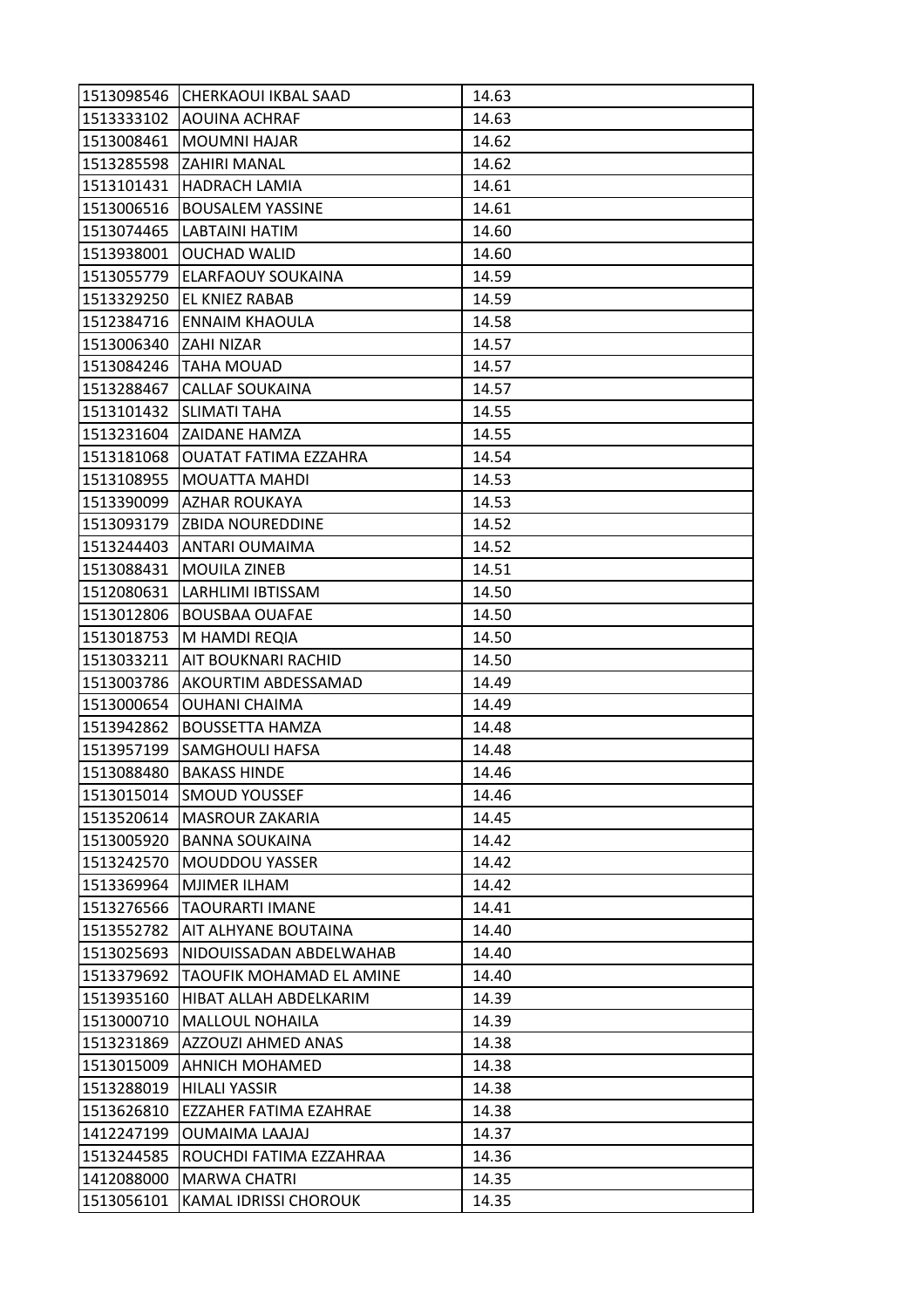| | | |
|---|---|---|
| 1513098546 | CHERKAOUI IKBAL SAAD | 14.63 |
| 1513333102 | AOUINA ACHRAF | 14.63 |
| 1513008461 | MOUMNI HAJAR | 14.62 |
| 1513285598 | ZAHIRI MANAL | 14.62 |
| 1513101431 | HADRACH LAMIA | 14.61 |
| 1513006516 | BOUSALEM YASSINE | 14.61 |
| 1513074465 | LABTAINI HATIM | 14.60 |
| 1513938001 | OUCHAD WALID | 14.60 |
| 1513055779 | ELARFAOUY SOUKAINA | 14.59 |
| 1513329250 | EL KNIEZ RABAB | 14.59 |
| 1512384716 | ENNAIM KHAOULA | 14.58 |
| 1513006340 | ZAHI NIZAR | 14.57 |
| 1513084246 | TAHA MOUAD | 14.57 |
| 1513288467 | CALLAF SOUKAINA | 14.57 |
| 1513101432 | SLIMATI TAHA | 14.55 |
| 1513231604 | ZAIDANE HAMZA | 14.55 |
| 1513181068 | OUATAT FATIMA EZZAHRA | 14.54 |
| 1513108955 | MOUATTA MAHDI | 14.53 |
| 1513390099 | AZHAR ROUKAYA | 14.53 |
| 1513093179 | ZBIDA NOUREDDINE | 14.52 |
| 1513244403 | ANTARI OUMAIMA | 14.52 |
| 1513088431 | MOUILA ZINEB | 14.51 |
| 1512080631 | LARHLIMI IBTISSAM | 14.50 |
| 1513012806 | BOUSBAA OUAFAE | 14.50 |
| 1513018753 | M HAMDI REQIA | 14.50 |
| 1513033211 | AIT BOUKNARI RACHID | 14.50 |
| 1513003786 | AKOURTIM ABDESSAMAD | 14.49 |
| 1513000654 | OUHANI CHAIMA | 14.49 |
| 1513942862 | BOUSSETTA HAMZA | 14.48 |
| 1513957199 | SAMGHOULI HAFSA | 14.48 |
| 1513088480 | BAKASS HINDE | 14.46 |
| 1513015014 | SMOUD YOUSSEF | 14.46 |
| 1513520614 | MASROUR ZAKARIA | 14.45 |
| 1513005920 | BANNA SOUKAINA | 14.42 |
| 1513242570 | MOUDDOU YASSER | 14.42 |
| 1513369964 | MJIMER ILHAM | 14.42 |
| 1513276566 | TAOURARTI IMANE | 14.41 |
| 1513552782 | AIT ALHYANE BOUTAINA | 14.40 |
| 1513025693 | NIDOUISSADAN ABDELWAHAB | 14.40 |
| 1513379692 | TAOUFIK MOHAMAD EL AMINE | 14.40 |
| 1513935160 | HIBAT ALLAH ABDELKARIM | 14.39 |
| 1513000710 | MALLOUL NOHAILA | 14.39 |
| 1513231869 | AZZOUZI AHMED ANAS | 14.38 |
| 1513015009 | AHNICH MOHAMED | 14.38 |
| 1513288019 | HILALI YASSIR | 14.38 |
| 1513626810 | EZZAHER FATIMA EZAHRAE | 14.38 |
| 1412247199 | OUMAIMA LAAJAJ | 14.37 |
| 1513244585 | ROUCHDI FATIMA EZZAHRAA | 14.36 |
| 1412088000 | MARWA CHATRI | 14.35 |
| 1513056101 | KAMAL IDRISSI CHOROUK | 14.35 |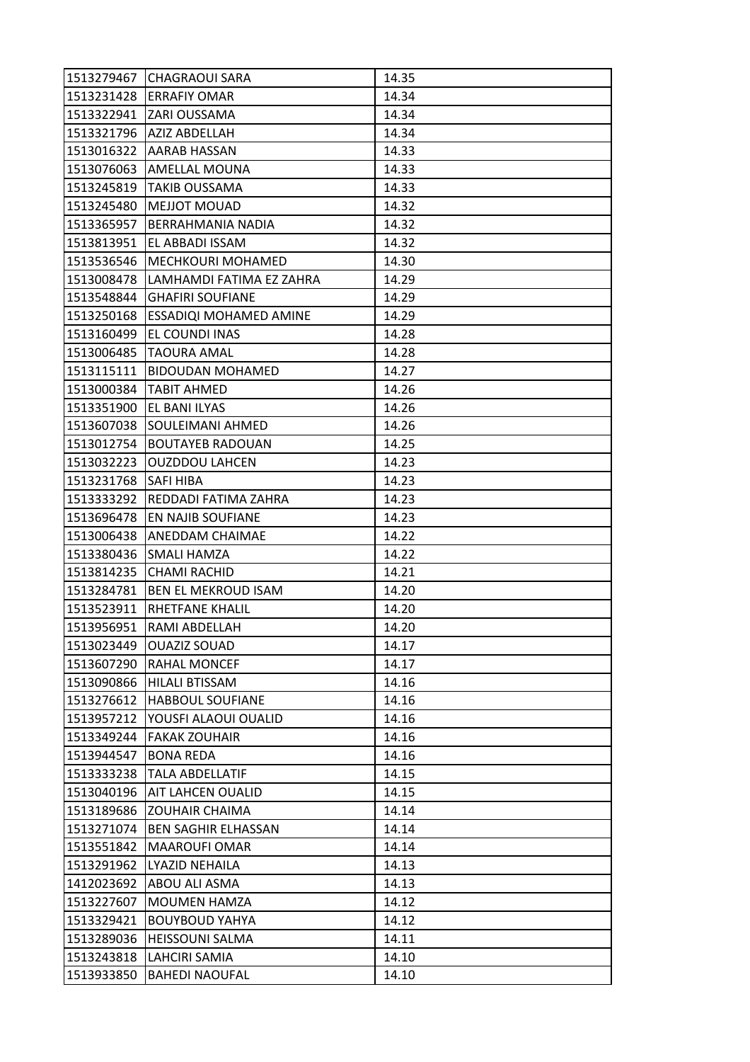| 1513279467 | CHAGRAOUI SARA | 14.35 |
|---|---|---|
| 1513231428 | ERRAFIY OMAR | 14.34 |
| 1513322941 | ZARI OUSSAMA | 14.34 |
| 1513321796 | AZIZ ABDELLAH | 14.34 |
| 1513016322 | AARAB HASSAN | 14.33 |
| 1513076063 | AMELLAL MOUNA | 14.33 |
| 1513245819 | TAKIB OUSSAMA | 14.33 |
| 1513245480 | MEJJOT MOUAD | 14.32 |
| 1513365957 | BERRAHMANIA NADIA | 14.32 |
| 1513813951 | EL ABBADI ISSAM | 14.32 |
| 1513536546 | MECHKOURI MOHAMED | 14.30 |
| 1513008478 | LAMHAMDI FATIMA EZ ZAHRA | 14.29 |
| 1513548844 | GHAFIRI SOUFIANE | 14.29 |
| 1513250168 | ESSADIQI MOHAMED AMINE | 14.29 |
| 1513160499 | EL COUNDI INAS | 14.28 |
| 1513006485 | TAOURA AMAL | 14.28 |
| 1513115111 | BIDOUDAN MOHAMED | 14.27 |
| 1513000384 | TABIT AHMED | 14.26 |
| 1513351900 | EL BANI ILYAS | 14.26 |
| 1513607038 | SOULEIMANI AHMED | 14.26 |
| 1513012754 | BOUTAYEB RADOUAN | 14.25 |
| 1513032223 | OUZDDOU LAHCEN | 14.23 |
| 1513231768 | SAFI HIBA | 14.23 |
| 1513333292 | REDDADI FATIMA ZAHRA | 14.23 |
| 1513696478 | EN NAJIB SOUFIANE | 14.23 |
| 1513006438 | ANEDDAM CHAIMAE | 14.22 |
| 1513380436 | SMALI HAMZA | 14.22 |
| 1513814235 | CHAMI RACHID | 14.21 |
| 1513284781 | BEN EL MEKROUD ISAM | 14.20 |
| 1513523911 | RHETFANE KHALIL | 14.20 |
| 1513956951 | RAMI ABDELLAH | 14.20 |
| 1513023449 | OUAZIZ SOUAD | 14.17 |
| 1513607290 | RAHAL MONCEF | 14.17 |
| 1513090866 | HILALI BTISSAM | 14.16 |
| 1513276612 | HABBOUL SOUFIANE | 14.16 |
| 1513957212 | YOUSFI ALAOUI OUALID | 14.16 |
| 1513349244 | FAKAK ZOUHAIR | 14.16 |
| 1513944547 | BONA REDA | 14.16 |
| 1513333238 | TALA ABDELLATIF | 14.15 |
| 1513040196 | AIT LAHCEN OUALID | 14.15 |
| 1513189686 | ZOUHAIR CHAIMA | 14.14 |
| 1513271074 | BEN SAGHIR ELHASSAN | 14.14 |
| 1513551842 | MAAROUFI OMAR | 14.14 |
| 1513291962 | LYAZID NEHAILA | 14.13 |
| 1412023692 | ABOU ALI ASMA | 14.13 |
| 1513227607 | MOUMEN HAMZA | 14.12 |
| 1513329421 | BOUYBOUD YAHYA | 14.12 |
| 1513289036 | HEISSOUNI SALMA | 14.11 |
| 1513243818 | LAHCIRI SAMIA | 14.10 |
| 1513933850 | BAHEDI NAOUFAL | 14.10 |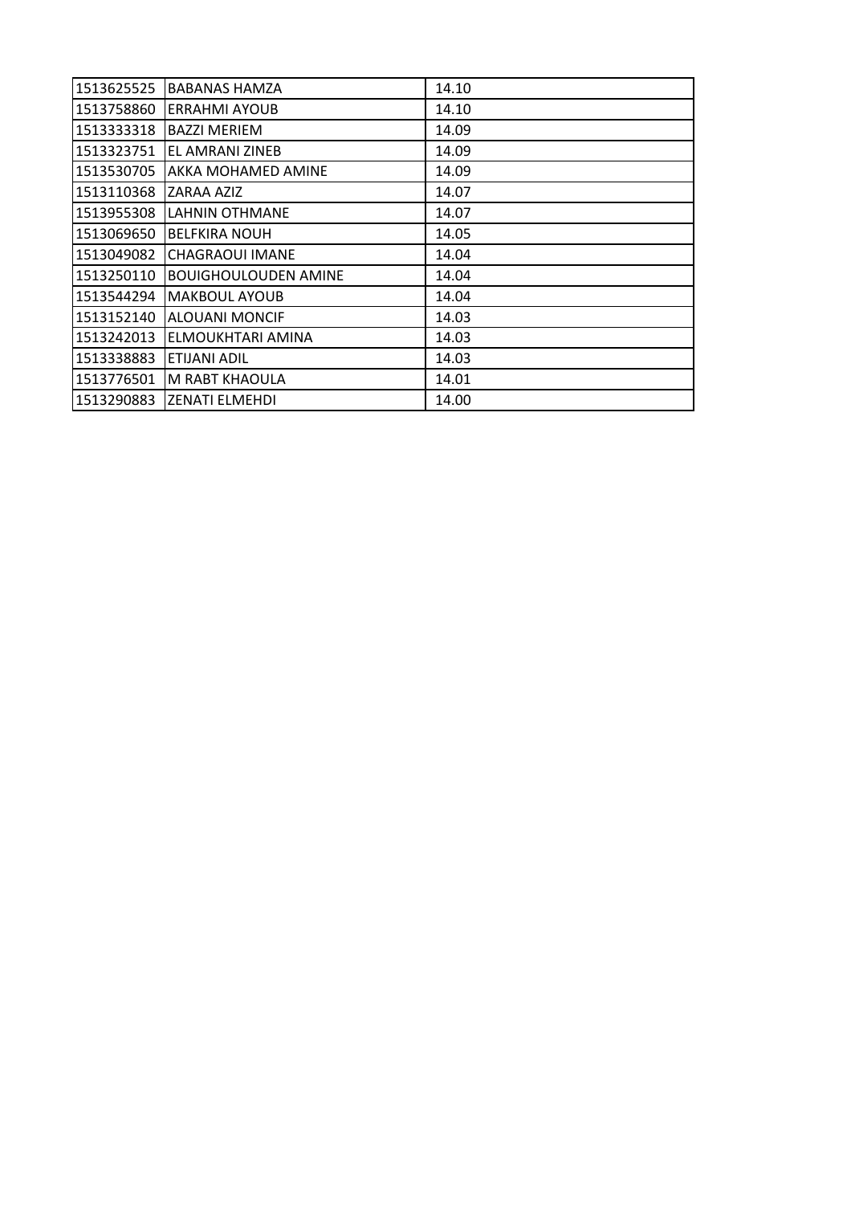| | | |
|---|---|---|
| 1513625525 | BABANAS HAMZA | 14.10 |
| 1513758860 | ERRAHMI AYOUB | 14.10 |
| 1513333318 | BAZZI MERIEM | 14.09 |
| 1513323751 | EL AMRANI ZINEB | 14.09 |
| 1513530705 | AKKA MOHAMED AMINE | 14.09 |
| 1513110368 | ZARAA AZIZ | 14.07 |
| 1513955308 | LAHNIN OTHMANE | 14.07 |
| 1513069650 | BELFKIRA NOUH | 14.05 |
| 1513049082 | CHAGRAOUI IMANE | 14.04 |
| 1513250110 | BOUIGHOULOUDEN AMINE | 14.04 |
| 1513544294 | MAKBOUL AYOUB | 14.04 |
| 1513152140 | ALOUANI MONCIF | 14.03 |
| 1513242013 | ELMOUKHTARI AMINA | 14.03 |
| 1513338883 | ETIJANI ADIL | 14.03 |
| 1513776501 | M RABT KHAOULA | 14.01 |
| 1513290883 | ZENATI ELMEHDI | 14.00 |